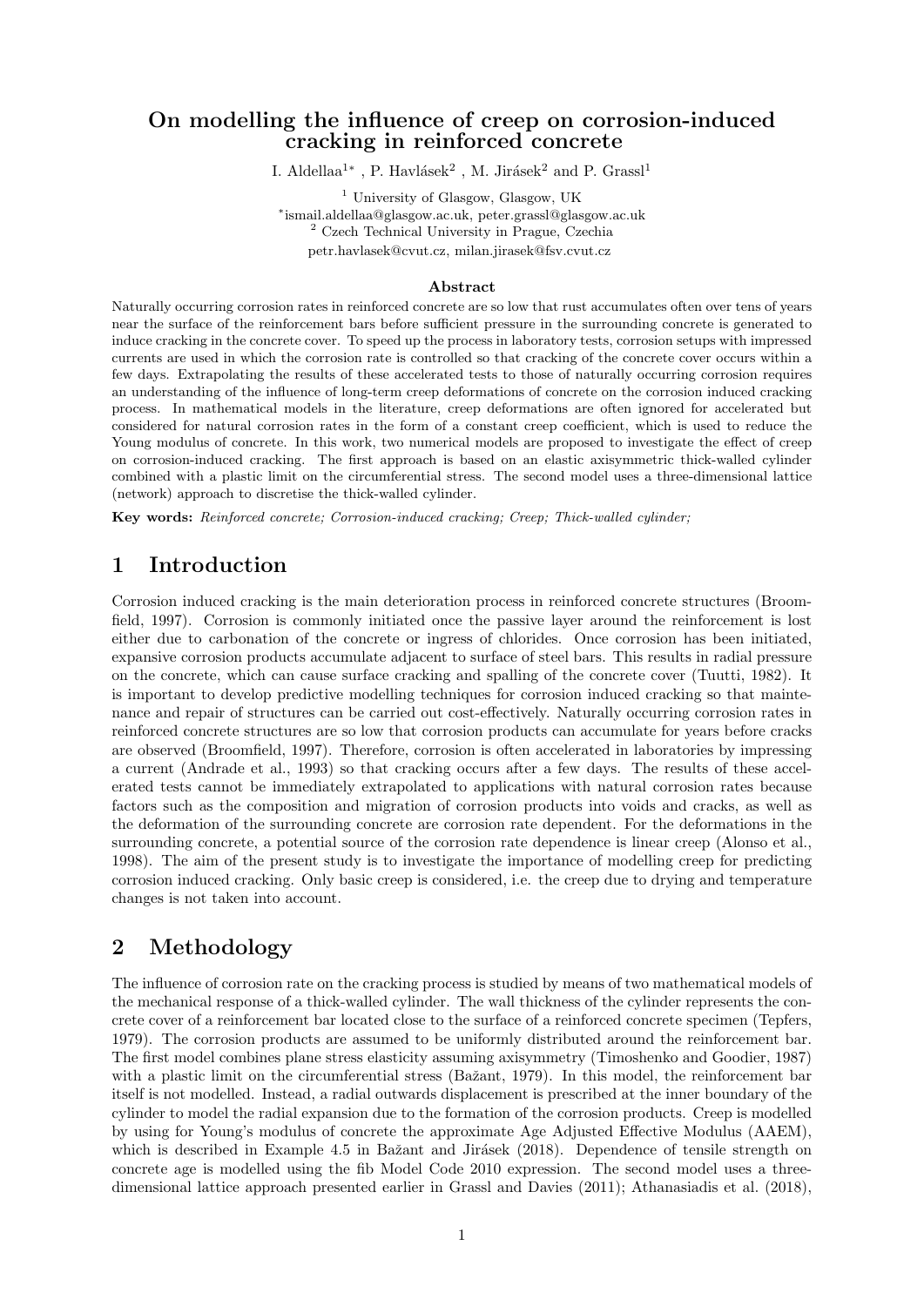# On modelling the influence of creep on corrosion-induced cracking in reinforced concrete

I. Aldellaa[1*] , P. Havlásek[2] , M. Jirásek[2] and P. Grassl[1]

[1] University of Glasgow, Glasgow, UK

[*]ismail.aldellaa@glasgow.ac.uk, peter.grassl@glasgow.ac.uk

[2] Czech Technical University in Prague, Czechia

petr.havlasek@cvut.cz, milan.jirasek@fsv.cvut.cz

### Abstract

Naturally occurring corrosion rates in reinforced concrete are so low that rust accumulates often over tens of years near the surface of the reinforcement bars before sufficient pressure in the surrounding concrete is generated to induce cracking in the concrete cover. To speed up the process in laboratory tests, corrosion setups with impressed currents are used in which the corrosion rate is controlled so that cracking of the concrete cover occurs within a few days. Extrapolating the results of these accelerated tests to those of naturally occurring corrosion requires an understanding of the influence of long-term creep deformations of concrete on the corrosion induced cracking process. In mathematical models in the literature, creep deformations are often ignored for accelerated but considered for natural corrosion rates in the form of a constant creep coefficient, which is used to reduce the Young modulus of concrete. In this work, two numerical models are proposed to investigate the effect of creep on corrosion-induced cracking. The first approach is based on an elastic axisymmetric thick-walled cylinder combined with a plastic limit on the circumferential stress. The second model uses a three-dimensional lattice (network) approach to discretise the thick-walled cylinder.

**Key words:** *Reinforced concrete; Corrosion-induced cracking; Creep; Thick-walled cylinder;*

## 1 Introduction

Corrosion induced cracking is the main deterioration process in reinforced concrete structures (Broomfield, 1997). Corrosion is commonly initiated once the passive layer around the reinforcement is lost either due to carbonation of the concrete or ingress of chlorides. Once corrosion has been initiated, expansive corrosion products accumulate adjacent to surface of steel bars. This results in radial pressure on the concrete, which can cause surface cracking and spalling of the concrete cover (Tuutti, 1982). It is important to develop predictive modelling techniques for corrosion induced cracking so that maintenance and repair of structures can be carried out cost-effectively. Naturally occurring corrosion rates in reinforced concrete structures are so low that corrosion products can accumulate for years before cracks are observed (Broomfield, 1997). Therefore, corrosion is often accelerated in laboratories by impressing a current (Andrade et al., 1993) so that cracking occurs after a few days. The results of these accelerated tests cannot be immediately extrapolated to applications with natural corrosion rates because factors such as the composition and migration of corrosion products into voids and cracks, as well as the deformation of the surrounding concrete are corrosion rate dependent. For the deformations in the surrounding concrete, a potential source of the corrosion rate dependence is linear creep (Alonso et al., 1998). The aim of the present study is to investigate the importance of modelling creep for predicting corrosion induced cracking. Only basic creep is considered, i.e. the creep due to drying and temperature changes is not taken into account.

## 2 Methodology

The influence of corrosion rate on the cracking process is studied by means of two mathematical models of the mechanical response of a thick-walled cylinder. The wall thickness of the cylinder represents the concrete cover of a reinforcement bar located close to the surface of a reinforced concrete specimen (Tepfers, 1979). The corrosion products are assumed to be uniformly distributed around the reinforcement bar. The first model combines plane stress elasticity assuming axisymmetry (Timoshenko and Goodier, 1987) with a plastic limit on the circumferential stress (Bažant, 1979). In this model, the reinforcement bar itself is not modelled. Instead, a radial outwards displacement is prescribed at the inner boundary of the cylinder to model the radial expansion due to the formation of the corrosion products. Creep is modelled by using for Young's modulus of concrete the approximate Age Adjusted Effective Modulus (AAEM), which is described in Example 4.5 in Bažant and Jirásek (2018). Dependence of tensile strength on concrete age is modelled using the fib Model Code 2010 expression. The second model uses a three-dimensional lattice approach presented earlier in Grassl and Davies (2011); Athanasiadis et al. (2018),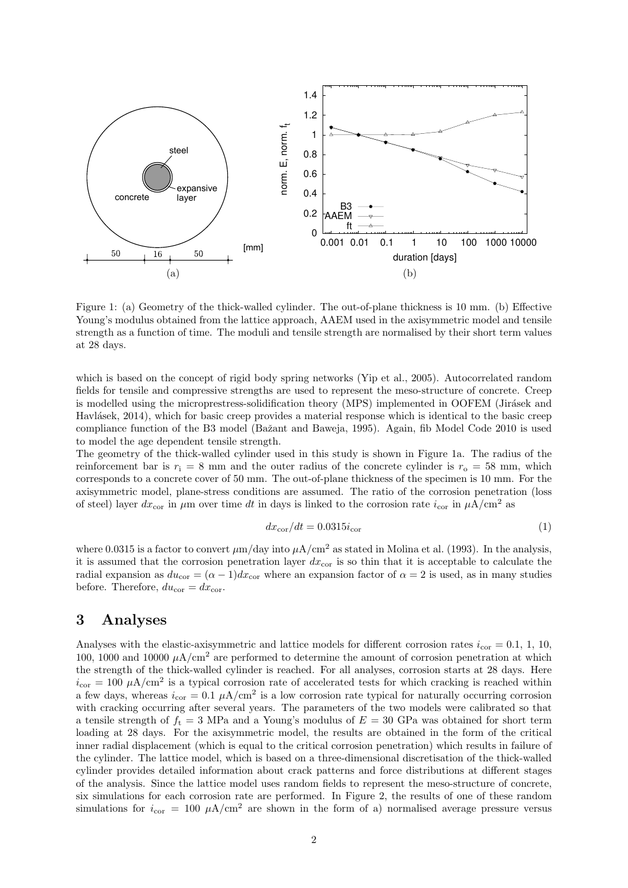Figure 1: (a) Geometry of the thick-walled cylinder. The out-of-plane thickness is 10 mm. (b) Effective Young's modulus obtained from the lattice approach, AAEM used in the axisymmetric model and tensile strength as a function of time. The moduli and tensile strength are normalised by their short term values at 28 days.

which is based on the concept of rigid body spring networks (Yip et al., 2005). Autocorrelated random fields for tensile and compressive strengths are used to represent the meso-structure of concrete. Creep is modelled using the microprestress-solidification theory (MPS) implemented in OOFEM (Jirásek and Havlásek, 2014), which for basic creep provides a material response which is identical to the basic creep compliance function of the B3 model (Bažant and Baweja, 1995). Again, fib Model Code 2010 is used to model the age dependent tensile strength.

The geometry of the thick-walled cylinder used in this study is shown in Figure 1a. The radius of the reinforcement bar is $r_\mathrm{i} = 8$ mm and the outer radius of the concrete cylinder is $r_\mathrm{o} = 58$ mm, which corresponds to a concrete cover of 50 mm. The out-of-plane thickness of the specimen is 10 mm. For the axisymmetric model, plane-stress conditions are assumed. The ratio of the corrosion penetration (loss of steel) layer $dx_\mathrm{cor}$ in $\mu$m over time $dt$ in days is linked to the corrosion rate $i_\mathrm{cor}$ in $\mu$A/cm$^2$ as

$$dx_\mathrm{cor}/dt = 0.0315 i_\mathrm{cor} \tag{1}$$

where 0.0315 is a factor to convert $\mu$m/day into $\mu$A/cm$^2$ as stated in Molina et al. (1993). In the analysis, it is assumed that the corrosion penetration layer $dx_\mathrm{cor}$ is so thin that it is acceptable to calculate the radial expansion as $du_\mathrm{cor} = (\alpha - 1)dx_\mathrm{cor}$ where an expansion factor of $\alpha = 2$ is used, as in many studies before. Therefore, $du_\mathrm{cor} = dx_\mathrm{cor}$.

## 3 Analyses

Analyses with the elastic-axisymmetric and lattice models for different corrosion rates $i_\mathrm{cor} = 0.1$, 1, 10, 100, 1000 and 10000 $\mu$A/cm$^2$ are performed to determine the amount of corrosion penetration at which the strength of the thick-walled cylinder is reached. For all analyses, corrosion starts at 28 days. Here $i_\mathrm{cor} = 100$ $\mu$A/cm$^2$ is a typical corrosion rate of accelerated tests for which cracking is reached within a few days, whereas $i_\mathrm{cor} = 0.1$ $\mu$A/cm$^2$ is a low corrosion rate typical for naturally occurring corrosion with cracking occurring after several years. The parameters of the two models were calibrated so that a tensile strength of $f_\mathrm{t} = 3$ MPa and a Young's modulus of $E = 30$ GPa was obtained for short term loading at 28 days. For the axisymmetric model, the results are obtained in the form of the critical inner radial displacement (which is equal to the critical corrosion penetration) which results in failure of the cylinder. The lattice model, which is based on a three-dimensional discretisation of the thick-walled cylinder provides detailed information about crack patterns and force distributions at different stages of the analysis. Since the lattice model uses random fields to represent the meso-structure of concrete, six simulations for each corrosion rate are performed. In Figure 2, the results of one of these random simulations for $i_\mathrm{cor} = 100$ $\mu$A/cm$^2$ are shown in the form of a) normalised average pressure versus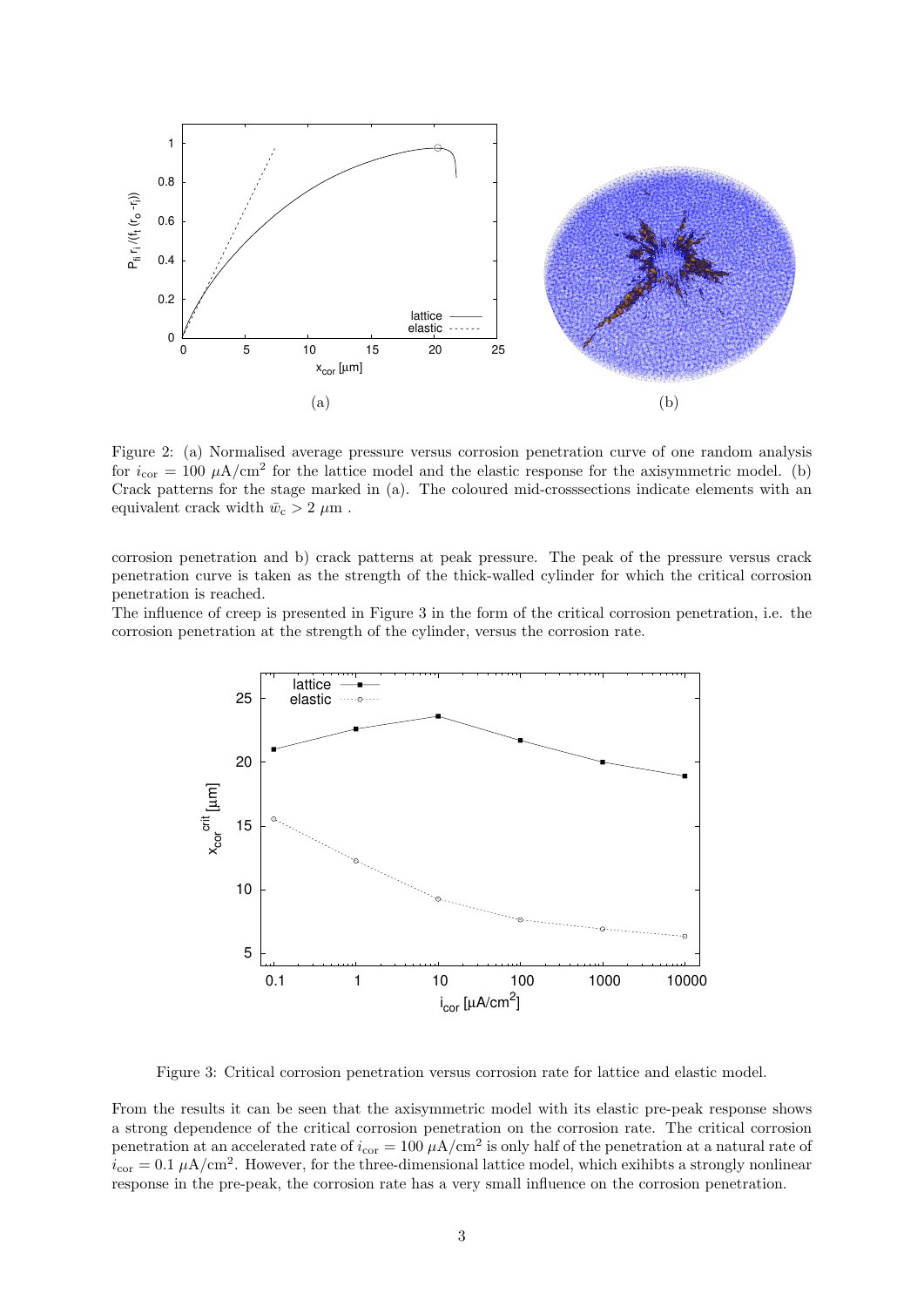$P_{fi}\, r_i / (f_t\, (r_o - r_i))$

1
0.8
0.6
0.4
0.2
0

0 5 10 15 20 25

$x_{cor}$ [µm]

lattice
elastic

(a)

(b)

Figure 2: (a) Normalised average pressure versus corrosion penetration curve of one random analysis for $i_{cor} = 100\ \mu A/cm^2$ for the lattice model and the elastic response for the axisymmetric model. (b) Crack patterns for the stage marked in (a). The coloured mid-crosssections indicate elements with an equivalent crack width $\bar{w}_c > 2\ \mu m$ .

corrosion penetration and b) crack patterns at peak pressure. The peak of the pressure versus crack penetration curve is taken as the strength of the thick-walled cylinder for which the critical corrosion penetration is reached.

The influence of creep is presented in Figure 3 in the form of the critical corrosion penetration, i.e. the corrosion penetration at the strength of the cylinder, versus the corrosion rate.

$x_{cor}^{crit}$ [µm]

25
20
15
10
5

0.1 1 10 100 1000 10000

$i_{cor}$ [µA/cm$^2$]

lattice
elastic

Figure 3: Critical corrosion penetration versus corrosion rate for lattice and elastic model.

From the results it can be seen that the axisymmetric model with its elastic pre-peak response shows a strong dependence of the critical corrosion penetration on the corrosion rate. The critical corrosion penetration at an accelerated rate of $i_{cor} = 100\ \mu A/cm^2$ is only half of the penetration at a natural rate of $i_{cor} = 0.1\ \mu A/cm^2$. However, for the three-dimensional lattice model, which exihibts a strongly nonlinear response in the pre-peak, the corrosion rate has a very small influence on the corrosion penetration.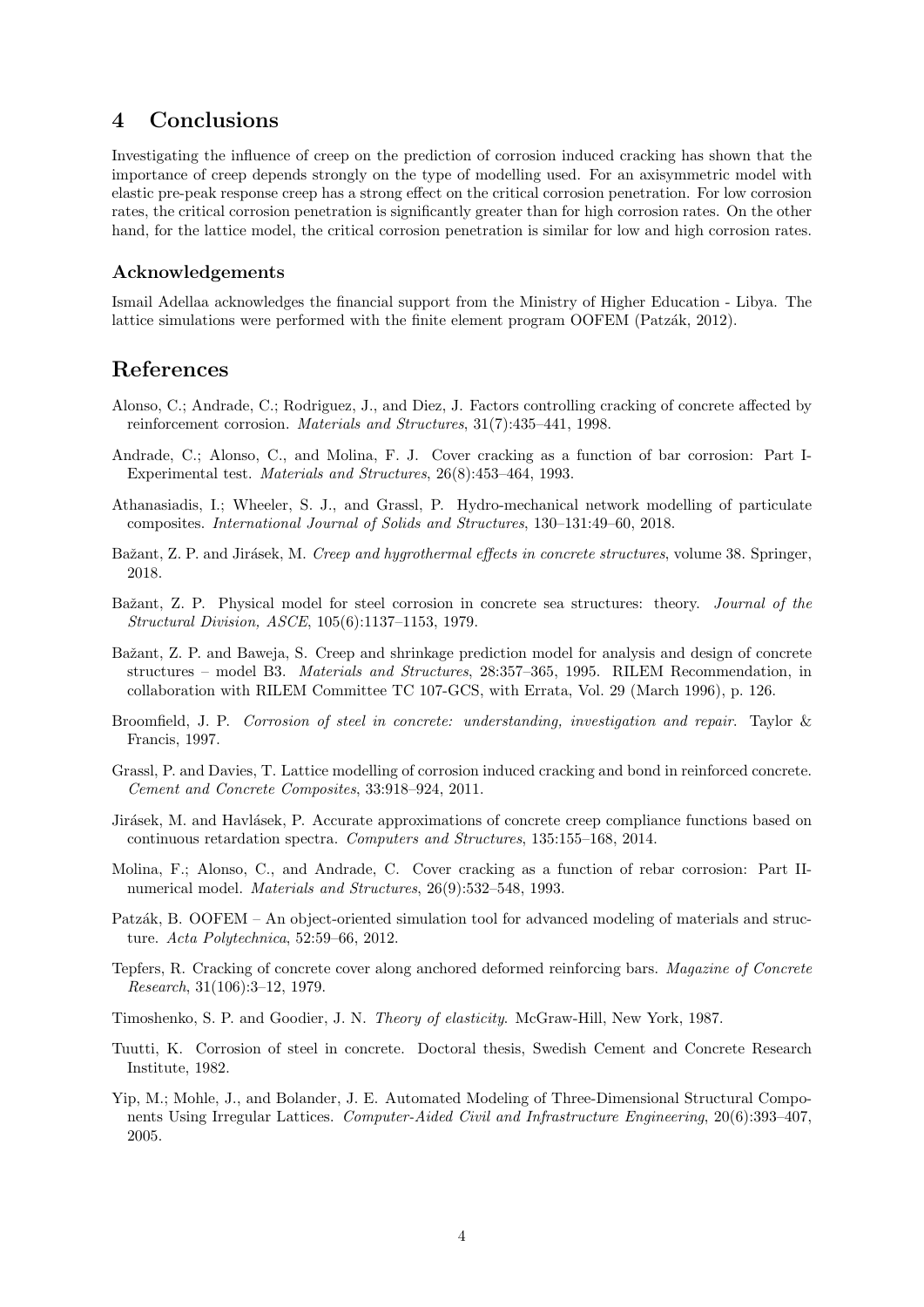## 4 Conclusions

Investigating the influence of creep on the prediction of corrosion induced cracking has shown that the importance of creep depends strongly on the type of modelling used. For an axisymmetric model with elastic pre-peak response creep has a strong effect on the critical corrosion penetration. For low corrosion rates, the critical corrosion penetration is significantly greater than for high corrosion rates. On the other hand, for the lattice model, the critical corrosion penetration is similar for low and high corrosion rates.

### Acknowledgements

Ismail Adellaa acknowledges the financial support from the Ministry of Higher Education - Libya. The lattice simulations were performed with the finite element program OOFEM (Patzák, 2012).

## References

Alonso, C.; Andrade, C.; Rodriguez, J., and Diez, J. Factors controlling cracking of concrete affected by reinforcement corrosion. *Materials and Structures*, 31(7):435–441, 1998.

Andrade, C.; Alonso, C., and Molina, F. J. Cover cracking as a function of bar corrosion: Part I-Experimental test. *Materials and Structures*, 26(8):453–464, 1993.

Athanasiadis, I.; Wheeler, S. J., and Grassl, P. Hydro-mechanical network modelling of particulate composites. *International Journal of Solids and Structures*, 130–131:49–60, 2018.

Bažant, Z. P. and Jirásek, M. *Creep and hygrothermal effects in concrete structures*, volume 38. Springer, 2018.

Bažant, Z. P. Physical model for steel corrosion in concrete sea structures: theory. *Journal of the Structural Division, ASCE*, 105(6):1137–1153, 1979.

Bažant, Z. P. and Baweja, S. Creep and shrinkage prediction model for analysis and design of concrete structures – model B3. *Materials and Structures*, 28:357–365, 1995. RILEM Recommendation, in collaboration with RILEM Committee TC 107-GCS, with Errata, Vol. 29 (March 1996), p. 126.

Broomfield, J. P. *Corrosion of steel in concrete: understanding, investigation and repair*. Taylor & Francis, 1997.

Grassl, P. and Davies, T. Lattice modelling of corrosion induced cracking and bond in reinforced concrete. *Cement and Concrete Composites*, 33:918–924, 2011.

Jirásek, M. and Havlásek, P. Accurate approximations of concrete creep compliance functions based on continuous retardation spectra. *Computers and Structures*, 135:155–168, 2014.

Molina, F.; Alonso, C., and Andrade, C. Cover cracking as a function of rebar corrosion: Part II-numerical model. *Materials and Structures*, 26(9):532–548, 1993.

Patzák, B. OOFEM – An object-oriented simulation tool for advanced modeling of materials and structure. *Acta Polytechnica*, 52:59–66, 2012.

Tepfers, R. Cracking of concrete cover along anchored deformed reinforcing bars. *Magazine of Concrete Research*, 31(106):3–12, 1979.

Timoshenko, S. P. and Goodier, J. N. *Theory of elasticity*. McGraw-Hill, New York, 1987.

Tuutti, K. Corrosion of steel in concrete. Doctoral thesis, Swedish Cement and Concrete Research Institute, 1982.

Yip, M.; Mohle, J., and Bolander, J. E. Automated Modeling of Three-Dimensional Structural Components Using Irregular Lattices. *Computer-Aided Civil and Infrastructure Engineering*, 20(6):393–407, 2005.